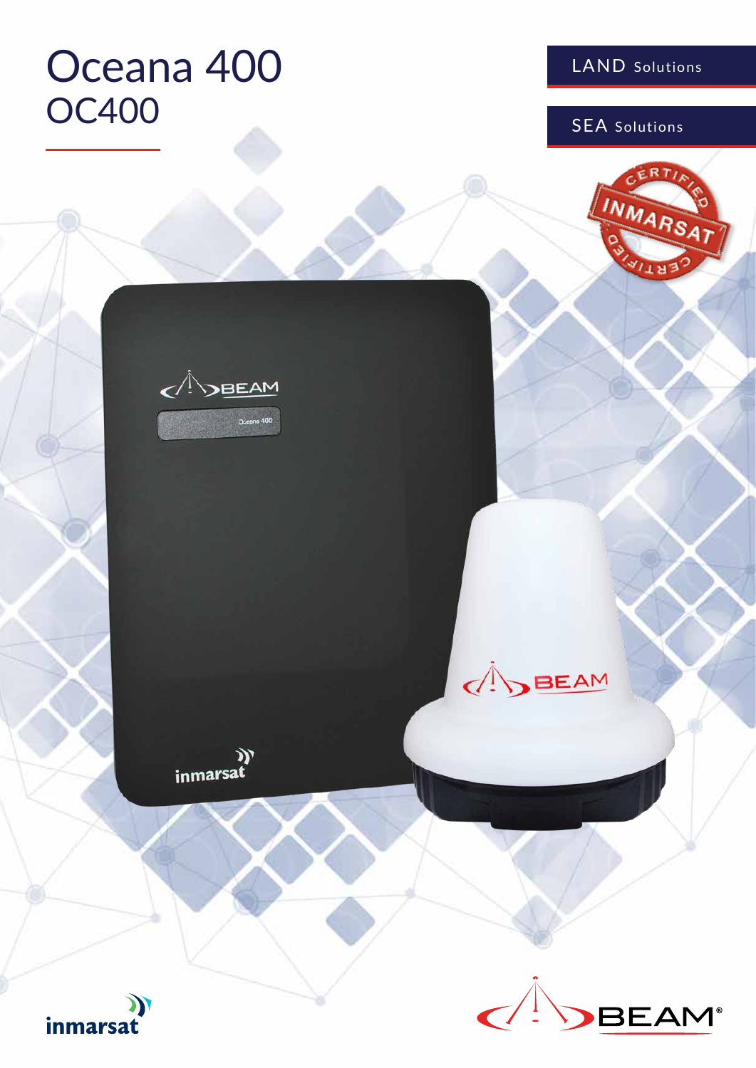# Oceana 400

## OC400

LAND Solutions

SEA Solutions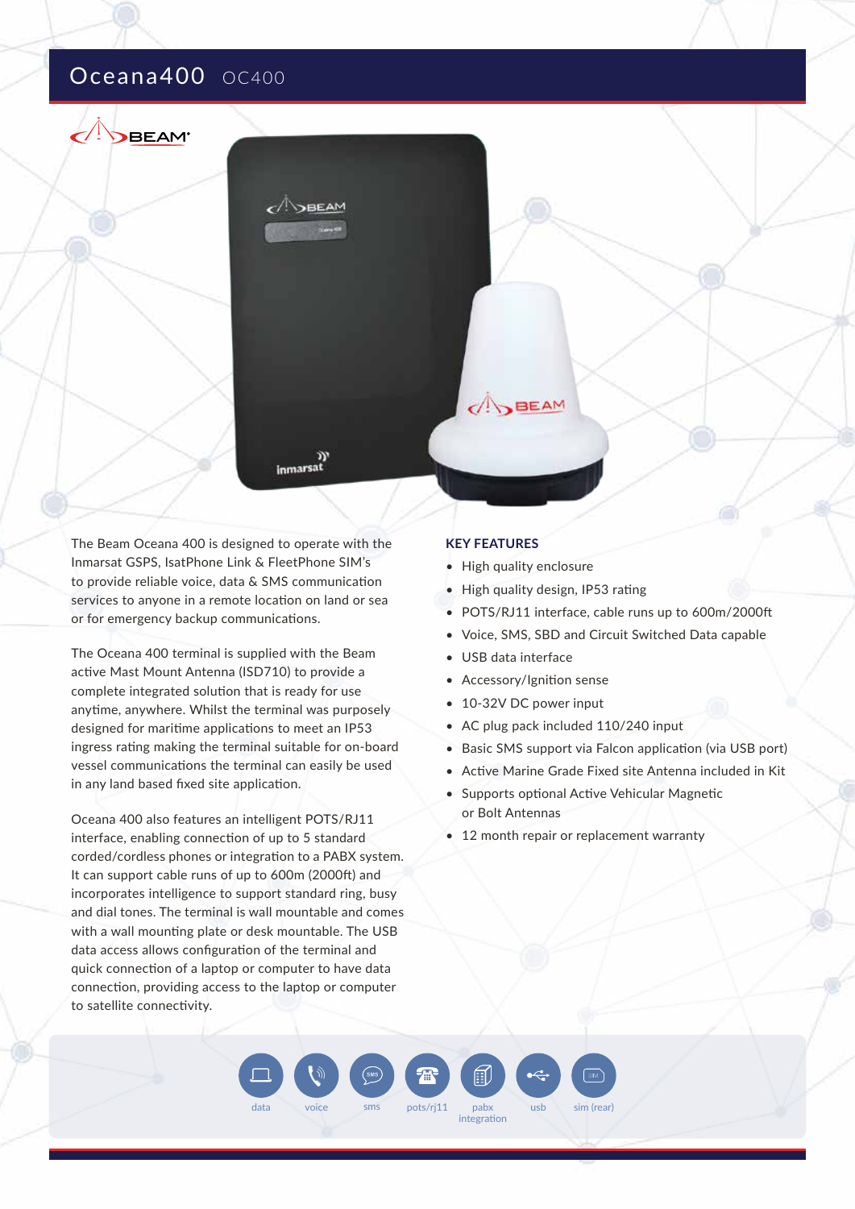# Oceana400 OC400

The Beam Oceana 400 is designed to operate with the Inmarsat GSPS, IsatPhone Link & FleetPhone SIM's to provide reliable voice, data & SMS communication services to anyone in a remote location on land or sea or for emergency backup communications.

The Oceana 400 terminal is supplied with the Beam active Mast Mount Antenna (ISD710) to provide a complete integrated solution that is ready for use anytime, anywhere. Whilst the terminal was purposely designed for maritime applications to meet an IP53 ingress rating making the terminal suitable for on-board vessel communications the terminal can easily be used in any land based fixed site application.

Oceana 400 also features an intelligent POTS/RJ11 interface, enabling connection of up to 5 standard corded/cordless phones or integration to a PABX system. It can support cable runs of up to 600m (2000ft) and incorporates intelligence to support standard ring, busy and dial tones. The terminal is wall mountable and comes with a wall mounting plate or desk mountable. The USB data access allows configuration of the terminal and quick connection of a laptop or computer to have data connection, providing access to the laptop or computer to satellite connectivity.

## KEY FEATURES

- High quality enclosure
- High quality design, IP53 rating
- POTS/RJ11 interface, cable runs up to 600m/2000ft
- Voice, SMS, SBD and Circuit Switched Data capable
- USB data interface
- Accessory/Ignition sense
- 10-32V DC power input
- AC plug pack included 110/240 input
- Basic SMS support via Falcon application (via USB port)
- Active Marine Grade Fixed site Antenna included in Kit
- Supports optional Active Vehicular Magnetic or Bolt Antennas
- 12 month repair or replacement warranty

data | voice | sms | pots/rj11 | pabx integration | usb | sim (rear)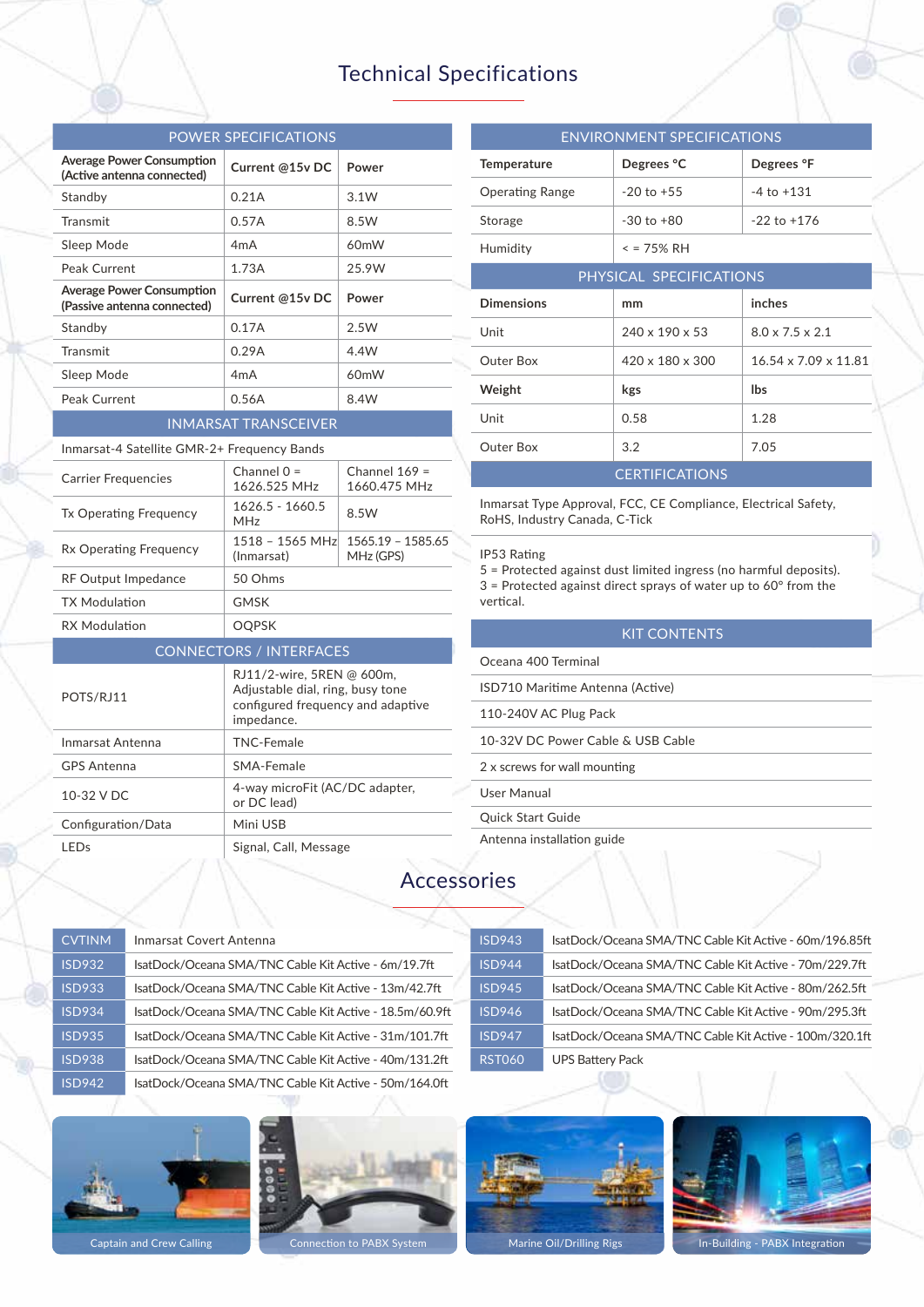# Technical Specifications

| POWER SPECIFICATIONS | | |
|---|---|---|
| **Average Power Consumption (Active antenna connected)** | **Current @15v DC** | **Power** |
| Standby | 0.21A | 3.1W |
| Transmit | 0.57A | 8.5W |
| Sleep Mode | 4mA | 60mW |
| Peak Current | 1.73A | 25.9W |
| **Average Power Consumption (Passive antenna connected)** | **Current @15v DC** | **Power** |
| Standby | 0.17A | 2.5W |
| Transmit | 0.29A | 4.4W |
| Sleep Mode | 4mA | 60mW |
| Peak Current | 0.56A | 8.4W |

| INMARSAT TRANSCEIVER | | |
|---|---|---|
| Inmarsat-4 Satellite GMR-2+ Frequency Bands | | |
| Carrier Frequencies | Channel 0 = 1626.525 MHz | Channel 169 = 1660.475 MHz |
| Tx Operating Frequency | 1626.5 - 1660.5 MHz | 8.5W |
| Rx Operating Frequency | 1518 – 1565 MHz (Inmarsat) | 1565.19 – 1585.65 MHz (GPS) |
| RF Output Impedance | 50 Ohms | |
| TX Modulation | GMSK | |
| RX Modulation | OQPSK | |

| CONNECTORS / INTERFACES | |
|---|---|
| POTS/RJ11 | RJ11/2-wire, 5REN @ 600m, Adjustable dial, ring, busy tone configured frequency and adaptive impedance. |
| Inmarsat Antenna | TNC-Female |
| GPS Antenna | SMA-Female |
| 10-32 V DC | 4-way microFit (AC/DC adapter, or DC lead) |
| Configuration/Data | Mini USB |
| LEDs | Signal, Call, Message |

| ENVIRONMENT SPECIFICATIONS | | |
|---|---|---|
| **Temperature** | **Degrees °C** | **Degrees °F** |
| Operating Range | -20 to +55 | -4 to +131 |
| Storage | -30 to +80 | -22 to +176 |
| Humidity | < = 75% RH | |

| PHYSICAL SPECIFICATIONS | | |
|---|---|---|
| **Dimensions** | **mm** | **inches** |
| Unit | 240 x 190 x 53 | 8.0 x 7.5 x 2.1 |
| Outer Box | 420 x 180 x 300 | 16.54 x 7.09 x 11.81 |
| **Weight** | **kgs** | **lbs** |
| Unit | 0.58 | 1.28 |
| Outer Box | 3.2 | 7.05 |

| CERTIFICATIONS |
|---|
| Inmarsat Type Approval, FCC, CE Compliance, Electrical Safety, RoHS, Industry Canada, C-Tick |
| IP53 Rating<br>5 = Protected against dust limited ingress (no harmful deposits).<br>3 = Protected against direct sprays of water up to 60° from the vertical. |

| KIT CONTENTS |
|---|
| Oceana 400 Terminal |
| ISD710 Maritime Antenna (Active) |
| 110-240V AC Plug Pack |
| 10-32V DC Power Cable & USB Cable |
| 2 x screws for wall mounting |
| User Manual |
| Quick Start Guide |
| Antenna installation guide |

# Accessories

| Code | Description |
|---|---|
| CVTINM | Inmarsat Covert Antenna |
| ISD932 | IsatDock/Oceana SMA/TNC Cable Kit Active - 6m/19.7ft |
| ISD933 | IsatDock/Oceana SMA/TNC Cable Kit Active - 13m/42.7ft |
| ISD934 | IsatDock/Oceana SMA/TNC Cable Kit Active - 18.5m/60.9ft |
| ISD935 | IsatDock/Oceana SMA/TNC Cable Kit Active - 31m/101.7ft |
| ISD938 | IsatDock/Oceana SMA/TNC Cable Kit Active - 40m/131.2ft |
| ISD942 | IsatDock/Oceana SMA/TNC Cable Kit Active - 50m/164.0ft |
| ISD943 | IsatDock/Oceana SMA/TNC Cable Kit Active - 60m/196.85ft |
| ISD944 | IsatDock/Oceana SMA/TNC Cable Kit Active - 70m/229.7ft |
| ISD945 | IsatDock/Oceana SMA/TNC Cable Kit Active - 80m/262.5ft |
| ISD946 | IsatDock/Oceana SMA/TNC Cable Kit Active - 90m/295.3ft |
| ISD947 | IsatDock/Oceana SMA/TNC Cable Kit Active - 100m/320.1ft |
| RST060 | UPS Battery Pack |

Captain and Crew Calling

Connection to PABX System

Marine Oil/Drilling Rigs

In-Building - PABX Integration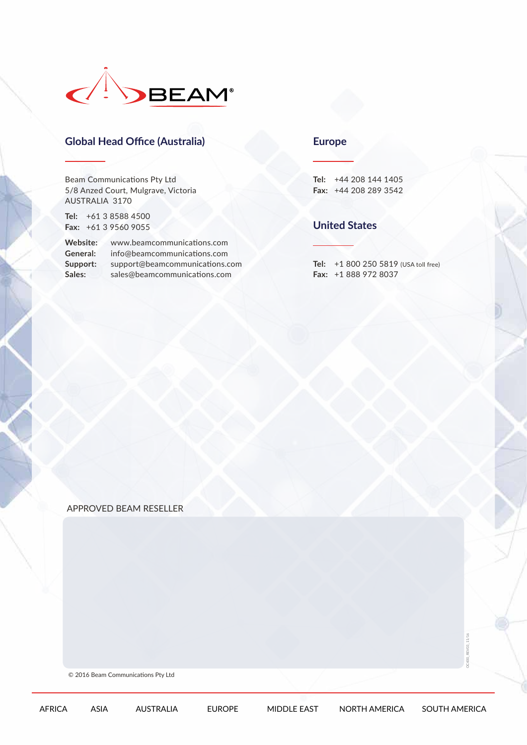BEAM®

## Global Head Office (Australia)

Beam Communications Pty Ltd
5/8 Anzed Court, Mulgrave, Victoria
AUSTRALIA 3170

**Tel:** +61 3 8588 4500
**Fax:** +61 3 9560 9055

**Website:** www.beamcommunications.com
**General:** info@beamcommunications.com
**Support:** support@beamcommunications.com
**Sales:** sales@beamcommunications.com

## Europe

**Tel:** +44 208 144 1405
**Fax:** +44 208 289 3542

## United States

**Tel:** +1 800 250 5819 (USA toll free)
**Fax:** +1 888 972 8037

APPROVED BEAM RESELLER

OC400_REV03_11/16

© 2016 Beam Communications Pty Ltd

AFRICA ASIA AUSTRALIA EUROPE MIDDLE EAST NORTH AMERICA SOUTH AMERICA